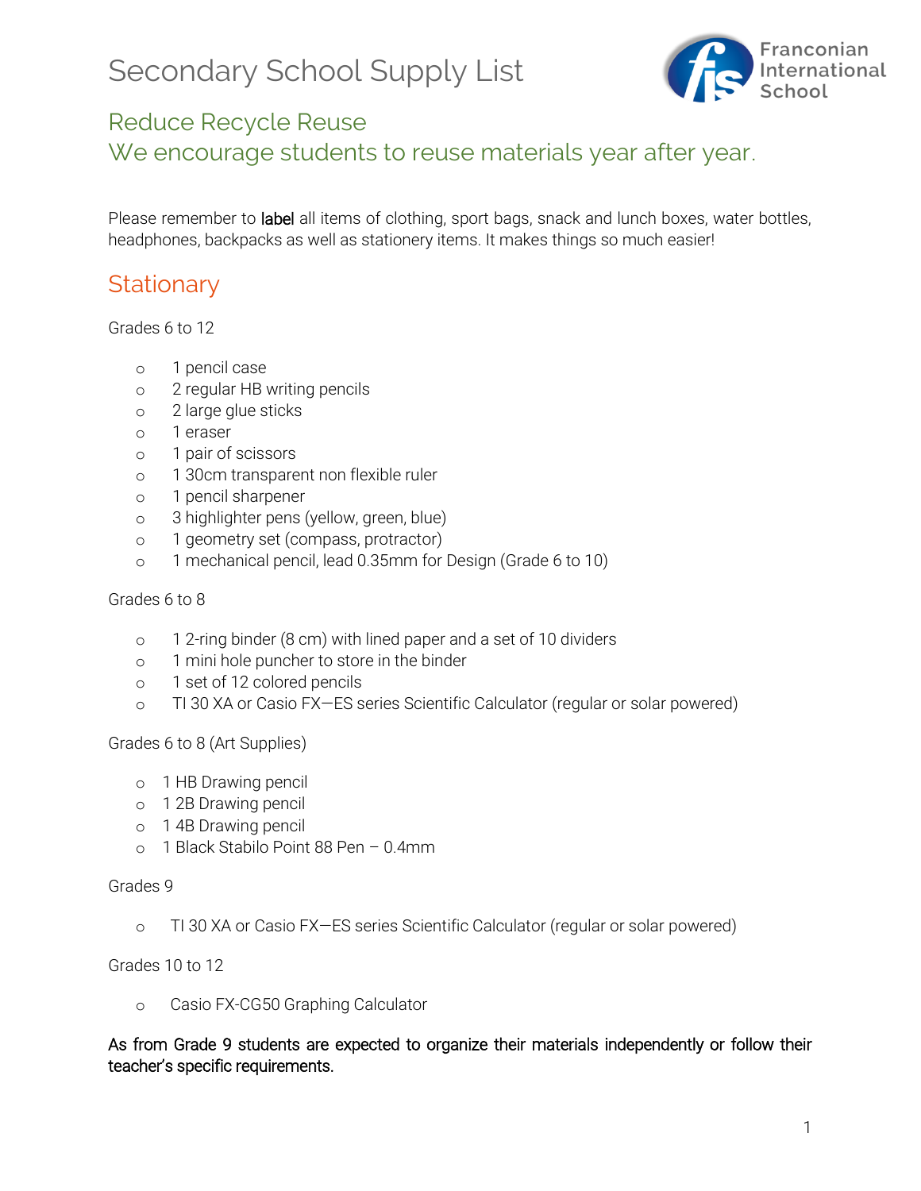# Secondary School Supply List

Franconian International School

## Reduce Recycle Reuse
## We encourage students to reuse materials year after year.

Please remember to **label** all items of clothing, sport bags, snack and lunch boxes, water bottles, headphones, backpacks as well as stationery items. It makes things so much easier!

## Stationary

Grades 6 to 12

- 1 pencil case
- 2 regular HB writing pencils
- 2 large glue sticks
- 1 eraser
- 1 pair of scissors
- 1 30cm transparent non flexible ruler
- 1 pencil sharpener
- 3 highlighter pens (yellow, green, blue)
- 1 geometry set (compass, protractor)
- 1 mechanical pencil, lead 0.35mm for Design (Grade 6 to 10)

Grades 6 to 8

- 1 2-ring binder (8 cm) with lined paper and a set of 10 dividers
- 1 mini hole puncher to store in the binder
- 1 set of 12 colored pencils
- TI 30 XA or Casio FX—ES series Scientific Calculator (regular or solar powered)

Grades 6 to 8 (Art Supplies)

- 1 HB Drawing pencil
- 1 2B Drawing pencil
- 1 4B Drawing pencil
- 1 Black Stabilo Point 88 Pen – 0.4mm

Grades 9

- TI 30 XA or Casio FX—ES series Scientific Calculator (regular or solar powered)

Grades 10 to 12

- Casio FX-CG50 Graphing Calculator

**As from Grade 9 students are expected to organize their materials independently or follow their teacher's specific requirements.**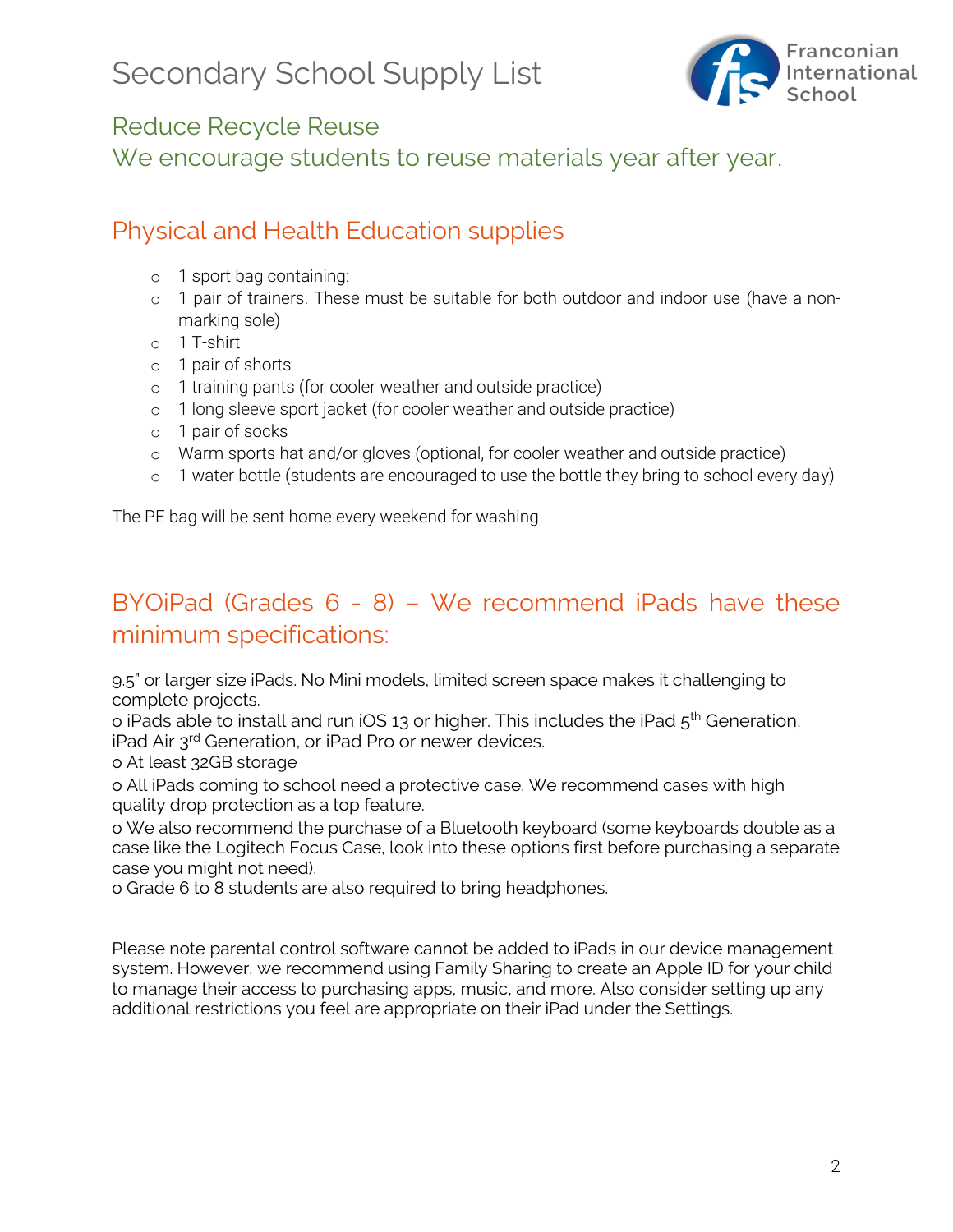# Secondary School Supply List

Franconian International School

## Reduce Recycle Reuse

## We encourage students to reuse materials year after year.

## Physical and Health Education supplies

- 1 sport bag containing:
- 1 pair of trainers. These must be suitable for both outdoor and indoor use (have a non-marking sole)
- 1 T-shirt
- 1 pair of shorts
- 1 training pants (for cooler weather and outside practice)
- 1 long sleeve sport jacket (for cooler weather and outside practice)
- 1 pair of socks
- Warm sports hat and/or gloves (optional, for cooler weather and outside practice)
- 1 water bottle (students are encouraged to use the bottle they bring to school every day)

The PE bag will be sent home every weekend for washing.

## BYOiPad (Grades 6 - 8) – We recommend iPads have these minimum specifications:

9.5" or larger size iPads. No Mini models, limited screen space makes it challenging to complete projects.

- iPads able to install and run iOS 13 or higher. This includes the iPad 5th Generation, iPad Air 3rd Generation, or iPad Pro or newer devices.
- At least 32GB storage
- All iPads coming to school need a protective case. We recommend cases with high quality drop protection as a top feature.
- We also recommend the purchase of a Bluetooth keyboard (some keyboards double as a case like the Logitech Focus Case, look into these options first before purchasing a separate case you might not need).
- Grade 6 to 8 students are also required to bring headphones.

Please note parental control software cannot be added to iPads in our device management system. However, we recommend using Family Sharing to create an Apple ID for your child to manage their access to purchasing apps, music, and more. Also consider setting up any additional restrictions you feel are appropriate on their iPad under the Settings.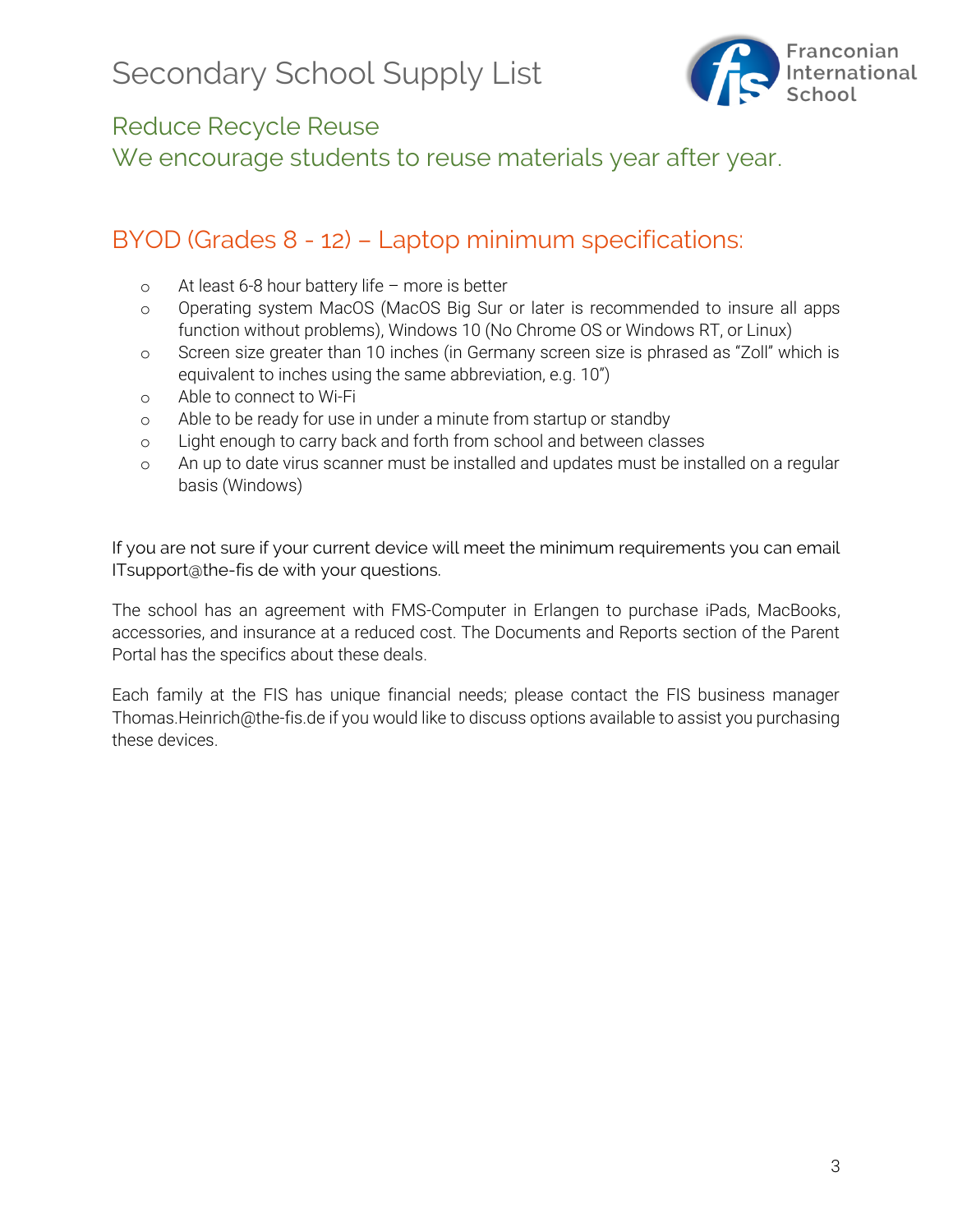# Secondary School Supply List

Franconian International School

## Reduce Recycle Reuse
## We encourage students to reuse materials year after year.

## BYOD (Grades 8 - 12) – Laptop minimum specifications:

- At least 6-8 hour battery life – more is better
- Operating system MacOS (MacOS Big Sur or later is recommended to insure all apps function without problems), Windows 10 (No Chrome OS or Windows RT, or Linux)
- Screen size greater than 10 inches (in Germany screen size is phrased as "Zoll" which is equivalent to inches using the same abbreviation, e.g. 10")
- Able to connect to Wi-Fi
- Able to be ready for use in under a minute from startup or standby
- Light enough to carry back and forth from school and between classes
- An up to date virus scanner must be installed and updates must be installed on a regular basis (Windows)

If you are not sure if your current device will meet the minimum requirements you can email ITsupport@the-fis de with your questions.

The school has an agreement with FMS-Computer in Erlangen to purchase iPads, MacBooks, accessories, and insurance at a reduced cost. The Documents and Reports section of the Parent Portal has the specifics about these deals.

Each family at the FIS has unique financial needs; please contact the FIS business manager Thomas.Heinrich@the-fis.de if you would like to discuss options available to assist you purchasing these devices.